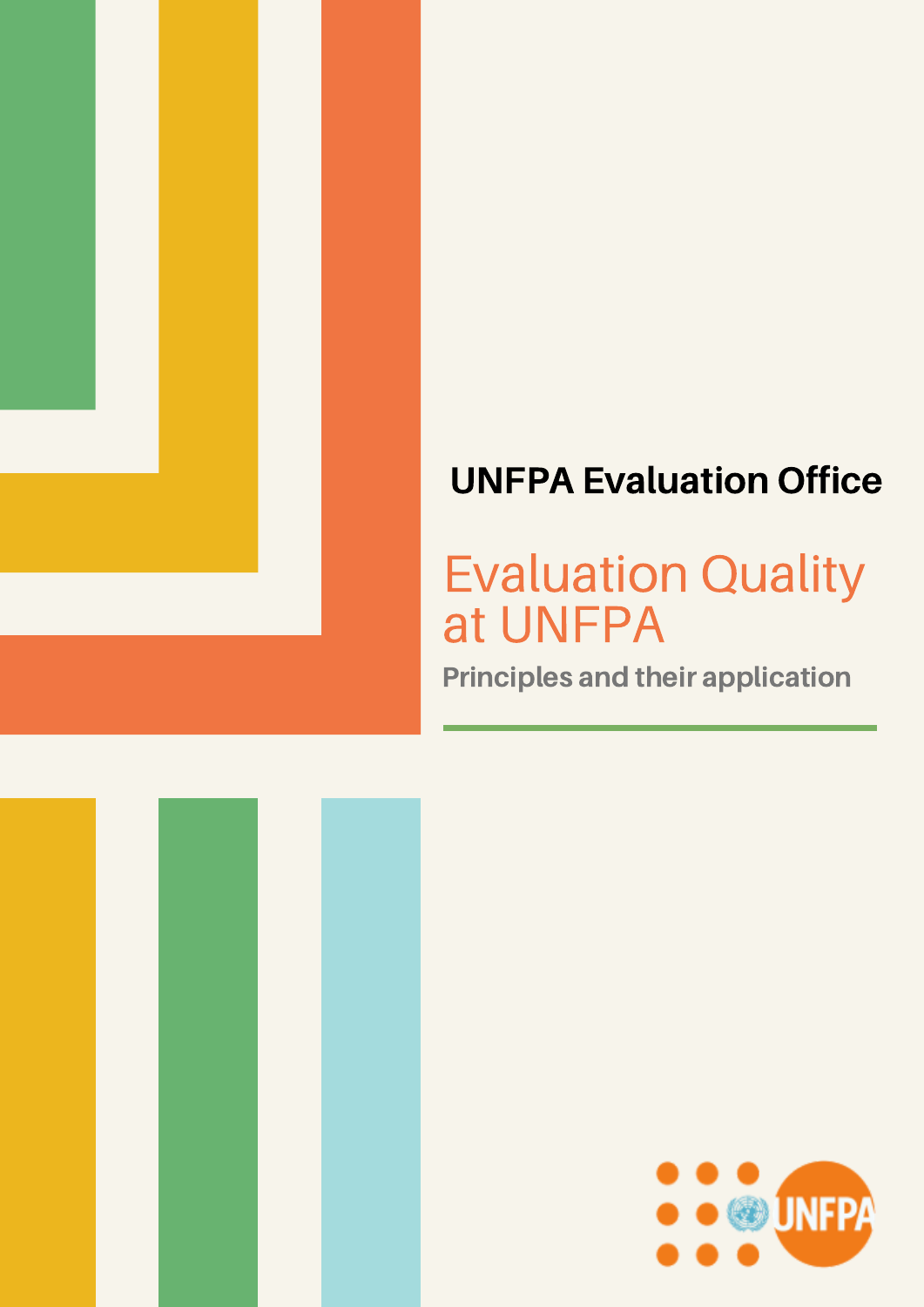**UNFPA Evaluation Office**

# Evaluation Quality at UNFPA

## Principles and their application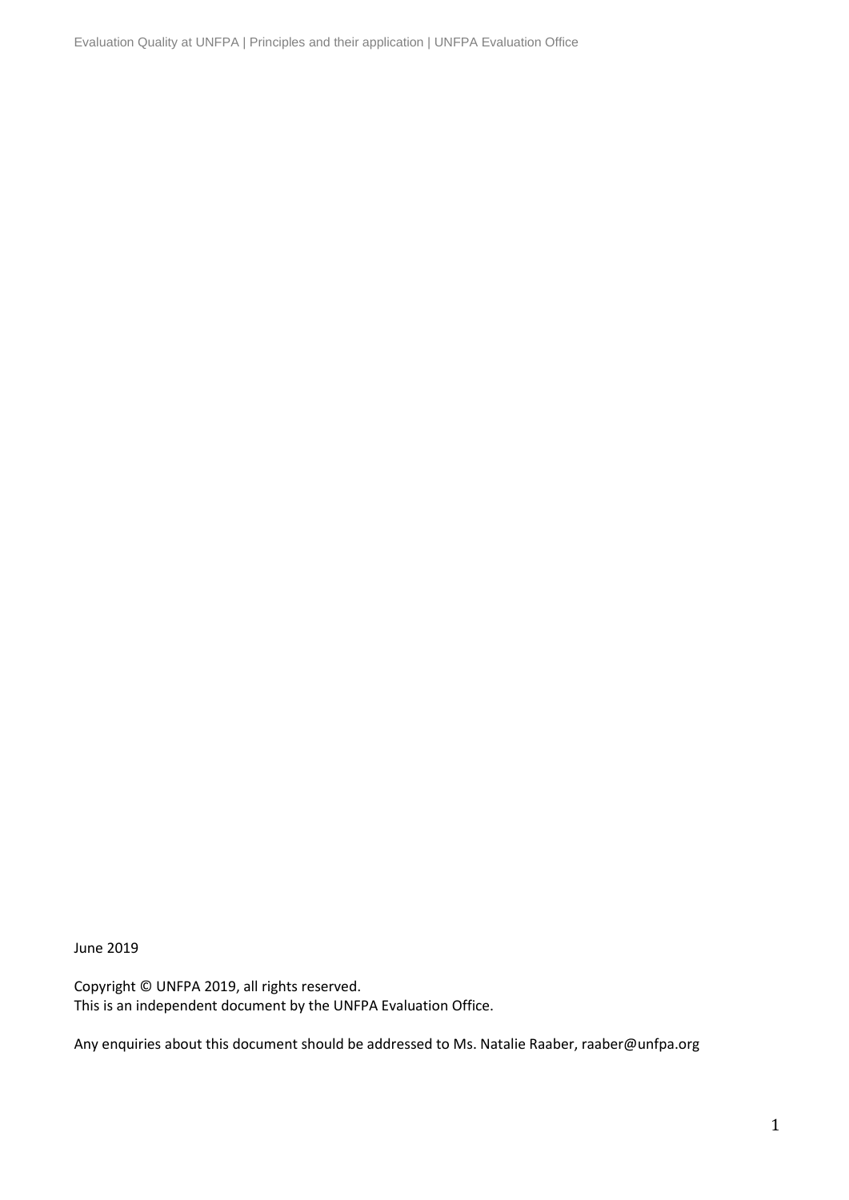June 2019

Copyright © UNFPA 2019, all rights reserved.
This is an independent document by the UNFPA Evaluation Office.

Any enquiries about this document should be addressed to Ms. Natalie Raaber, raaber@unfpa.org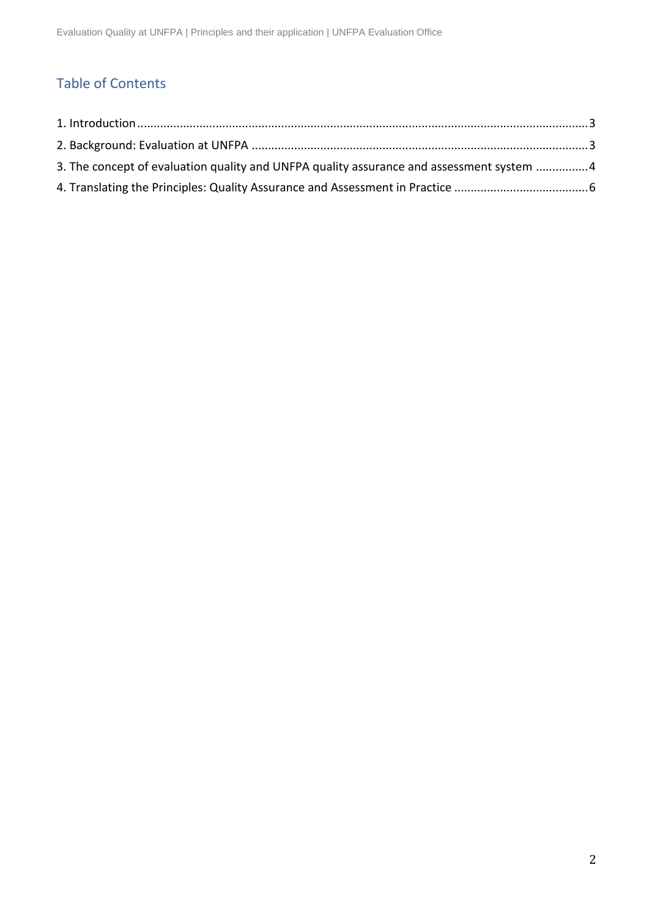## Table of Contents

1. Introduction ....................................................................................................................................... 3
2. Background: Evaluation at UNFPA ..................................................................................................... 3
3. The concept of evaluation quality and UNFPA quality assurance and assessment system ............... 4
4. Translating the Principles: Quality Assurance and Assessment in Practice ........................................ 6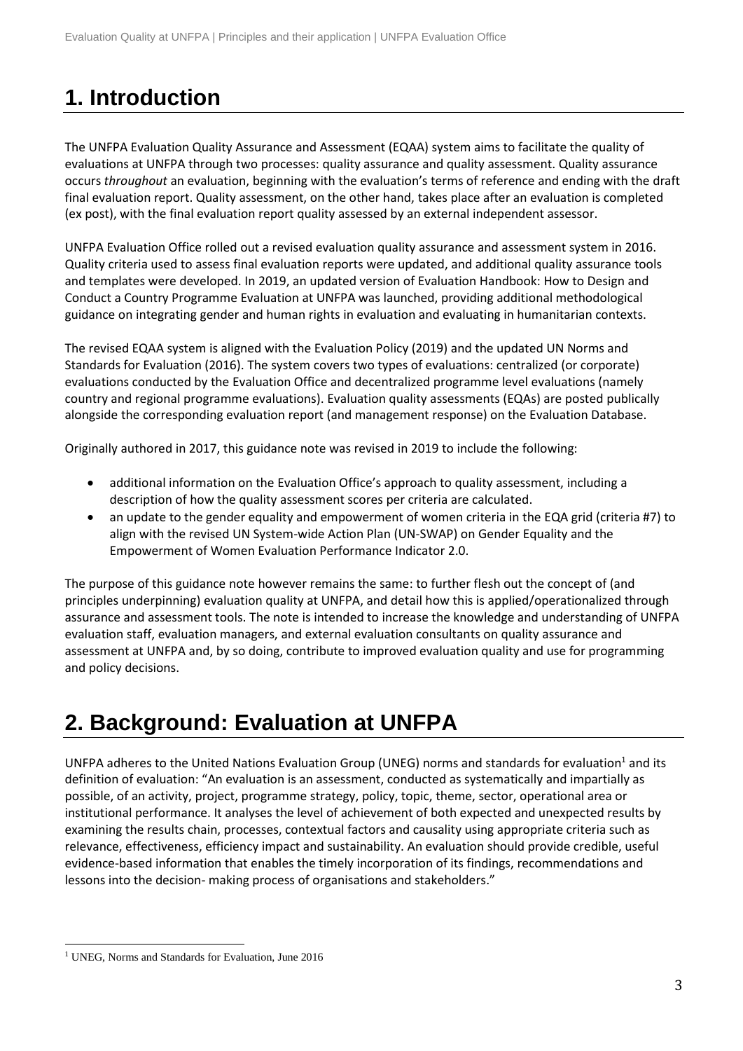# 1. Introduction

The UNFPA Evaluation Quality Assurance and Assessment (EQAA) system aims to facilitate the quality of evaluations at UNFPA through two processes: quality assurance and quality assessment. Quality assurance occurs *throughout* an evaluation, beginning with the evaluation's terms of reference and ending with the draft final evaluation report. Quality assessment, on the other hand, takes place after an evaluation is completed (ex post), with the final evaluation report quality assessed by an external independent assessor.

UNFPA Evaluation Office rolled out a revised evaluation quality assurance and assessment system in 2016. Quality criteria used to assess final evaluation reports were updated, and additional quality assurance tools and templates were developed. In 2019, an updated version of Evaluation Handbook: How to Design and Conduct a Country Programme Evaluation at UNFPA was launched, providing additional methodological guidance on integrating gender and human rights in evaluation and evaluating in humanitarian contexts.

The revised EQAA system is aligned with the Evaluation Policy (2019) and the updated UN Norms and Standards for Evaluation (2016). The system covers two types of evaluations: centralized (or corporate) evaluations conducted by the Evaluation Office and decentralized programme level evaluations (namely country and regional programme evaluations). Evaluation quality assessments (EQAs) are posted publically alongside the corresponding evaluation report (and management response) on the Evaluation Database.

Originally authored in 2017, this guidance note was revised in 2019 to include the following:

- additional information on the Evaluation Office's approach to quality assessment, including a description of how the quality assessment scores per criteria are calculated.
- an update to the gender equality and empowerment of women criteria in the EQA grid (criteria #7) to align with the revised UN System-wide Action Plan (UN-SWAP) on Gender Equality and the Empowerment of Women Evaluation Performance Indicator 2.0.

The purpose of this guidance note however remains the same: to further flesh out the concept of (and principles underpinning) evaluation quality at UNFPA, and detail how this is applied/operationalized through assurance and assessment tools. The note is intended to increase the knowledge and understanding of UNFPA evaluation staff, evaluation managers, and external evaluation consultants on quality assurance and assessment at UNFPA and, by so doing, contribute to improved evaluation quality and use for programming and policy decisions.

# 2. Background: Evaluation at UNFPA

UNFPA adheres to the United Nations Evaluation Group (UNEG) norms and standards for evaluation[1] and its definition of evaluation: "An evaluation is an assessment, conducted as systematically and impartially as possible, of an activity, project, programme strategy, policy, topic, theme, sector, operational area or institutional performance. It analyses the level of achievement of both expected and unexpected results by examining the results chain, processes, contextual factors and causality using appropriate criteria such as relevance, effectiveness, efficiency impact and sustainability. An evaluation should provide credible, useful evidence-based information that enables the timely incorporation of its findings, recommendations and lessons into the decision- making process of organisations and stakeholders."

[1] UNEG, Norms and Standards for Evaluation, June 2016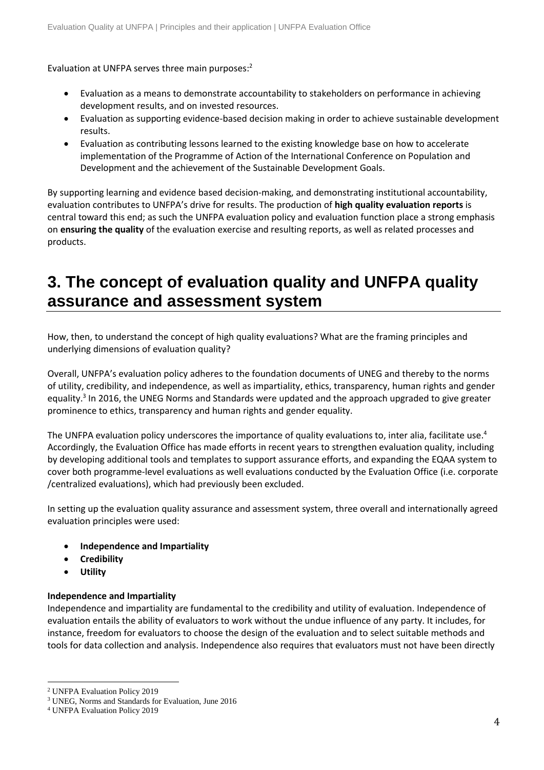Evaluation at UNFPA serves three main purposes:[2]

- Evaluation as a means to demonstrate accountability to stakeholders on performance in achieving development results, and on invested resources.
- Evaluation as supporting evidence-based decision making in order to achieve sustainable development results.
- Evaluation as contributing lessons learned to the existing knowledge base on how to accelerate implementation of the Programme of Action of the International Conference on Population and Development and the achievement of the Sustainable Development Goals.

By supporting learning and evidence based decision-making, and demonstrating institutional accountability, evaluation contributes to UNFPA's drive for results. The production of **high quality evaluation reports** is central toward this end; as such the UNFPA evaluation policy and evaluation function place a strong emphasis on **ensuring the quality** of the evaluation exercise and resulting reports, as well as related processes and products.

# 3. The concept of evaluation quality and UNFPA quality assurance and assessment system

How, then, to understand the concept of high quality evaluations? What are the framing principles and underlying dimensions of evaluation quality?

Overall, UNFPA's evaluation policy adheres to the foundation documents of UNEG and thereby to the norms of utility, credibility, and independence, as well as impartiality, ethics, transparency, human rights and gender equality.[3] In 2016, the UNEG Norms and Standards were updated and the approach upgraded to give greater prominence to ethics, transparency and human rights and gender equality.

The UNFPA evaluation policy underscores the importance of quality evaluations to, inter alia, facilitate use.[4] Accordingly, the Evaluation Office has made efforts in recent years to strengthen evaluation quality, including by developing additional tools and templates to support assurance efforts, and expanding the EQAA system to cover both programme-level evaluations as well evaluations conducted by the Evaluation Office (i.e. corporate /centralized evaluations), which had previously been excluded.

In setting up the evaluation quality assurance and assessment system, three overall and internationally agreed evaluation principles were used:

- **Independence and Impartiality**
- **Credibility**
- **Utility**

**Independence and Impartiality**

Independence and impartiality are fundamental to the credibility and utility of evaluation. Independence of evaluation entails the ability of evaluators to work without the undue influence of any party. It includes, for instance, freedom for evaluators to choose the design of the evaluation and to select suitable methods and tools for data collection and analysis. Independence also requires that evaluators must not have been directly

[2] UNFPA Evaluation Policy 2019

[3] UNEG, Norms and Standards for Evaluation, June 2016

[4] UNFPA Evaluation Policy 2019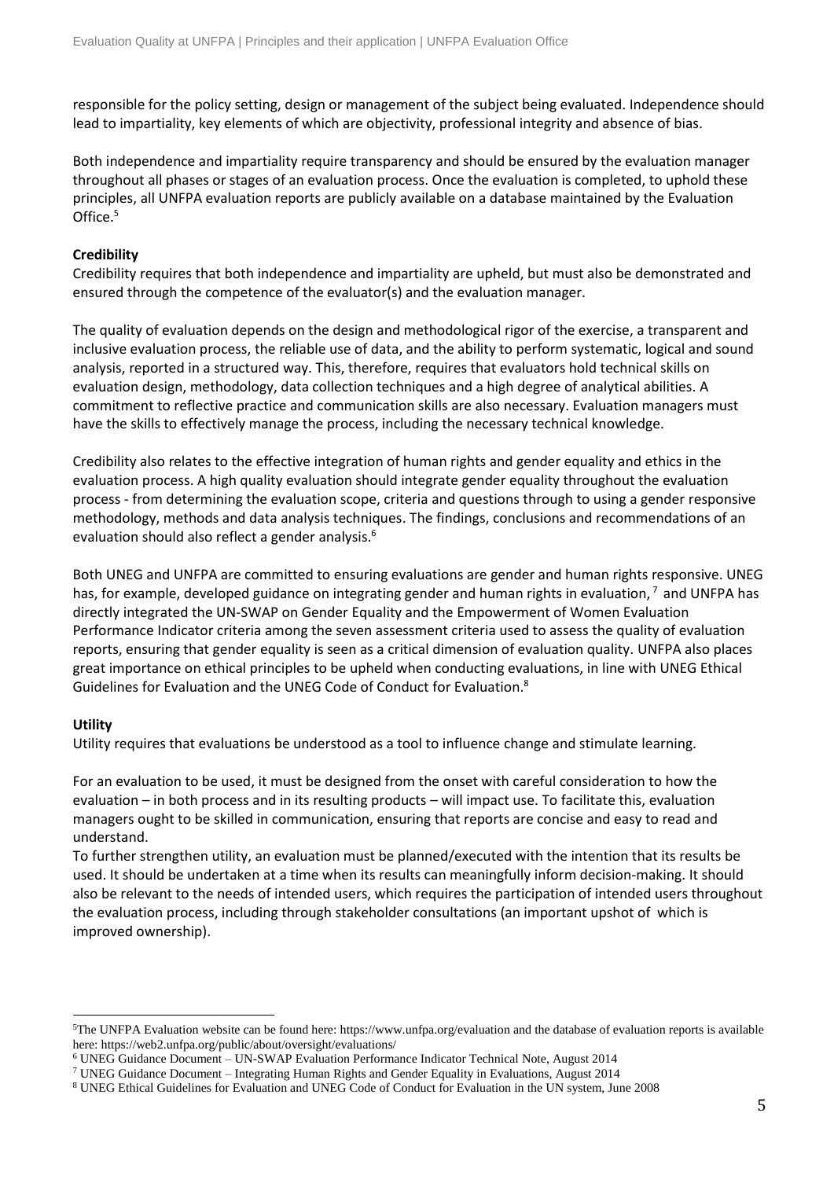responsible for the policy setting, design or management of the subject being evaluated. Independence should lead to impartiality, key elements of which are objectivity, professional integrity and absence of bias.

Both independence and impartiality require transparency and should be ensured by the evaluation manager throughout all phases or stages of an evaluation process. Once the evaluation is completed, to uphold these principles, all UNFPA evaluation reports are publicly available on a database maintained by the Evaluation Office.[5]

**Credibility**

Credibility requires that both independence and impartiality are upheld, but must also be demonstrated and ensured through the competence of the evaluator(s) and the evaluation manager.

The quality of evaluation depends on the design and methodological rigor of the exercise, a transparent and inclusive evaluation process, the reliable use of data, and the ability to perform systematic, logical and sound analysis, reported in a structured way. This, therefore, requires that evaluators hold technical skills on evaluation design, methodology, data collection techniques and a high degree of analytical abilities. A commitment to reflective practice and communication skills are also necessary. Evaluation managers must have the skills to effectively manage the process, including the necessary technical knowledge.

Credibility also relates to the effective integration of human rights and gender equality and ethics in the evaluation process. A high quality evaluation should integrate gender equality throughout the evaluation process - from determining the evaluation scope, criteria and questions through to using a gender responsive methodology, methods and data analysis techniques. The findings, conclusions and recommendations of an evaluation should also reflect a gender analysis.[6]

Both UNEG and UNFPA are committed to ensuring evaluations are gender and human rights responsive. UNEG has, for example, developed guidance on integrating gender and human rights in evaluation,[7] and UNFPA has directly integrated the UN-SWAP on Gender Equality and the Empowerment of Women Evaluation Performance Indicator criteria among the seven assessment criteria used to assess the quality of evaluation reports, ensuring that gender equality is seen as a critical dimension of evaluation quality. UNFPA also places great importance on ethical principles to be upheld when conducting evaluations, in line with UNEG Ethical Guidelines for Evaluation and the UNEG Code of Conduct for Evaluation.[8]

**Utility**

Utility requires that evaluations be understood as a tool to influence change and stimulate learning.

For an evaluation to be used, it must be designed from the onset with careful consideration to how the evaluation – in both process and in its resulting products – will impact use. To facilitate this, evaluation managers ought to be skilled in communication, ensuring that reports are concise and easy to read and understand.

To further strengthen utility, an evaluation must be planned/executed with the intention that its results be used. It should be undertaken at a time when its results can meaningfully inform decision-making. It should also be relevant to the needs of intended users, which requires the participation of intended users throughout the evaluation process, including through stakeholder consultations (an important upshot of which is improved ownership).

---

[5] The UNFPA Evaluation website can be found here: https://www.unfpa.org/evaluation and the database of evaluation reports is available here: https://web2.unfpa.org/public/about/oversight/evaluations/

[6] UNEG Guidance Document – UN-SWAP Evaluation Performance Indicator Technical Note, August 2014

[7] UNEG Guidance Document – Integrating Human Rights and Gender Equality in Evaluations, August 2014

[8] UNEG Ethical Guidelines for Evaluation and UNEG Code of Conduct for Evaluation in the UN system, June 2008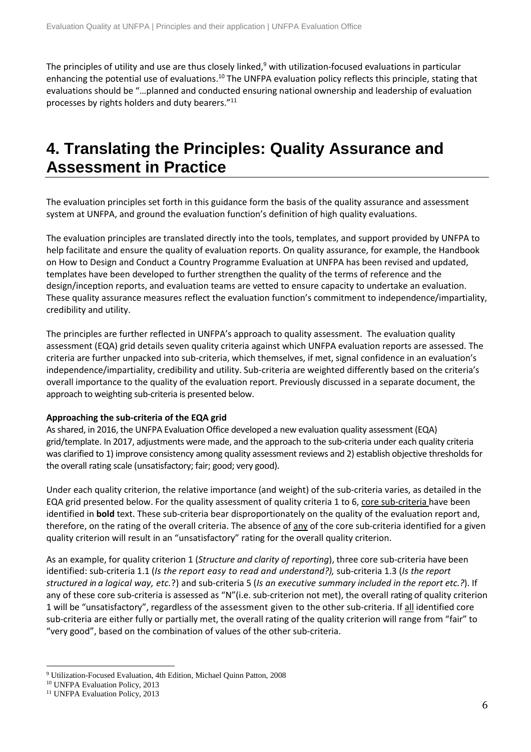The principles of utility and use are thus closely linked,[9] with utilization-focused evaluations in particular enhancing the potential use of evaluations.[10] The UNFPA evaluation policy reflects this principle, stating that evaluations should be "…planned and conducted ensuring national ownership and leadership of evaluation processes by rights holders and duty bearers."[11]

# 4. Translating the Principles: Quality Assurance and Assessment in Practice

The evaluation principles set forth in this guidance form the basis of the quality assurance and assessment system at UNFPA, and ground the evaluation function's definition of high quality evaluations.

The evaluation principles are translated directly into the tools, templates, and support provided by UNFPA to help facilitate and ensure the quality of evaluation reports. On quality assurance, for example, the Handbook on How to Design and Conduct a Country Programme Evaluation at UNFPA has been revised and updated, templates have been developed to further strengthen the quality of the terms of reference and the design/inception reports, and evaluation teams are vetted to ensure capacity to undertake an evaluation. These quality assurance measures reflect the evaluation function's commitment to independence/impartiality, credibility and utility.

The principles are further reflected in UNFPA's approach to quality assessment. The evaluation quality assessment (EQA) grid details seven quality criteria against which UNFPA evaluation reports are assessed. The criteria are further unpacked into sub-criteria, which themselves, if met, signal confidence in an evaluation's independence/impartiality, credibility and utility. Sub-criteria are weighted differently based on the criteria's overall importance to the quality of the evaluation report. Previously discussed in a separate document, the approach to weighting sub-criteria is presented below.

**Approaching the sub-criteria of the EQA grid**

As shared, in 2016, the UNFPA Evaluation Office developed a new evaluation quality assessment (EQA) grid/template. In 2017, adjustments were made, and the approach to the sub-criteria under each quality criteria was clarified to 1) improve consistency among quality assessment reviews and 2) establish objective thresholds for the overall rating scale (unsatisfactory; fair; good; very good).

Under each quality criterion, the relative importance (and weight) of the sub-criteria varies, as detailed in the EQA grid presented below. For the quality assessment of quality criteria 1 to 6, core sub-criteria have been identified in **bold** text. These sub-criteria bear disproportionately on the quality of the evaluation report and, therefore, on the rating of the overall criteria. The absence of any of the core sub-criteria identified for a given quality criterion will result in an "unsatisfactory" rating for the overall quality criterion.

As an example, for quality criterion 1 (*Structure and clarity of reporting*), three core sub-criteria have been identified: sub-criteria 1.1 (*Is the report easy to read and understand?),* sub-criteria 1.3 (*Is the report structured in a logical way, etc.*?) and sub-criteria 5 (*Is an executive summary included in the report etc.?*). If any of these core sub-criteria is assessed as "N"(i.e. sub-criterion not met), the overall rating of quality criterion 1 will be "unsatisfactory", regardless of the assessment given to the other sub-criteria. If all identified core sub-criteria are either fully or partially met, the overall rating of the quality criterion will range from "fair" to "very good", based on the combination of values of the other sub-criteria.

[9] Utilization-Focused Evaluation, 4th Edition, Michael Quinn Patton, 2008

[10] UNFPA Evaluation Policy, 2013

[11] UNFPA Evaluation Policy, 2013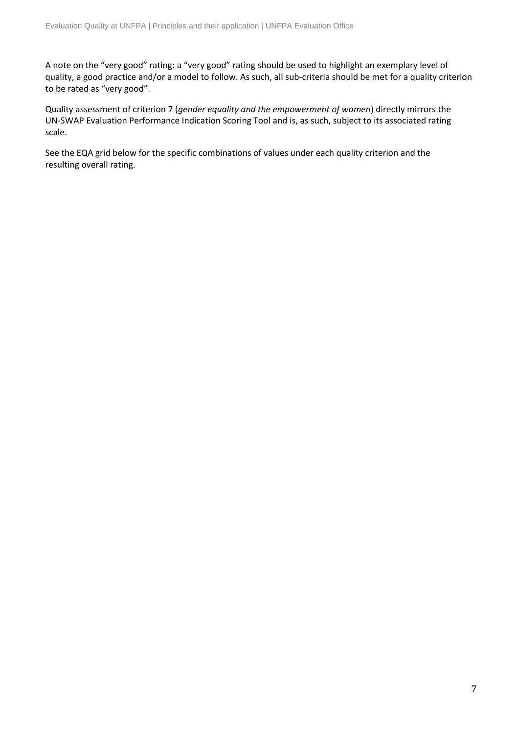A note on the "very good" rating: a "very good" rating should be used to highlight an exemplary level of quality, a good practice and/or a model to follow. As such, all sub-criteria should be met for a quality criterion to be rated as "very good".

Quality assessment of criterion 7 (*gender equality and the empowerment of women*) directly mirrors the UN-SWAP Evaluation Performance Indication Scoring Tool and is, as such, subject to its associated rating scale.

See the EQA grid below for the specific combinations of values under each quality criterion and the resulting overall rating.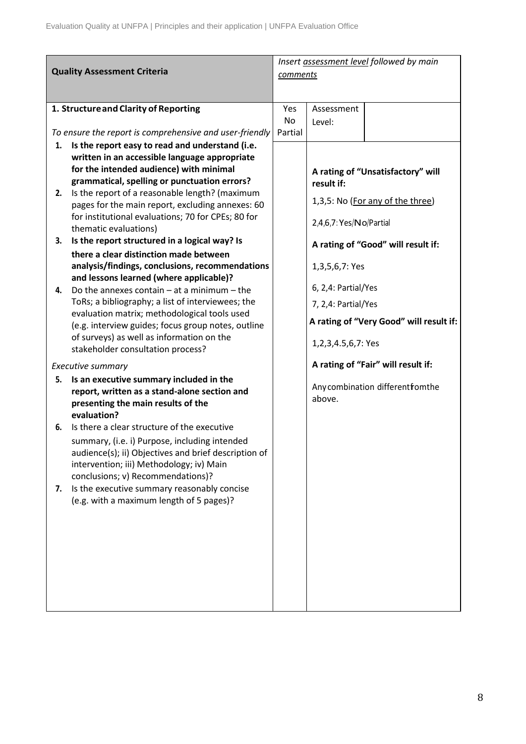| Quality Assessment Criteria | Insert assessment level followed by main comments | | |
|---|---|---|---|
| **1. Structure and Clarity of Reporting**<br><br>*To ensure the report is comprehensive and user-friendly* | Yes<br>No<br>Partial | Assessment Level: | |
| 1. **Is the report easy to read and understand (i.e. written in an accessible language appropriate for the intended audience) with minimal grammatical, spelling or punctuation errors?**<br>2. Is the report of a reasonable length? (maximum pages for the main report, excluding annexes: 60 for institutional evaluations; 70 for CPEs; 80 for thematic evaluations)<br>3. **Is the report structured in a logical way? Is there a clear distinction made between analysis/findings, conclusions, recommendations and lessons learned (where applicable)?**<br>4. Do the annexes contain – at a minimum – the ToRs; a bibliography; a list of interviewees; the evaluation matrix; methodological tools used (e.g. interview guides; focus group notes, outline of surveys) as well as information on the stakeholder consultation process?<br><br>*Executive summary*<br><br>5. **Is an executive summary included in the report, written as a stand-alone section and presenting the main results of the evaluation?**<br>6. Is there a clear structure of the executive summary, (i.e. i) Purpose, including intended audience(s); ii) Objectives and brief description of intervention; iii) Methodology; iv) Main conclusions; v) Recommendations)?<br>7. Is the executive summary reasonably concise (e.g. with a maximum length of 5 pages)? | | **A rating of "Unsatisfactory" will result if:**<br><br>1,3,5: No (<u>For any of the three</u>)<br><br>2,4,6,7: Yes/No/Partial<br><br>**A rating of "Good" will result if:**<br><br>1,3,5,6,7: Yes<br><br>6, 2,4: Partial/Yes<br><br>7, 2,4: Partial/Yes<br><br>**A rating of "Very Good" will result if:**<br><br>1,2,3,4.5,6,7: Yes<br><br>**A rating of "Fair" will result if:**<br><br>Any combination different fomthe above. | |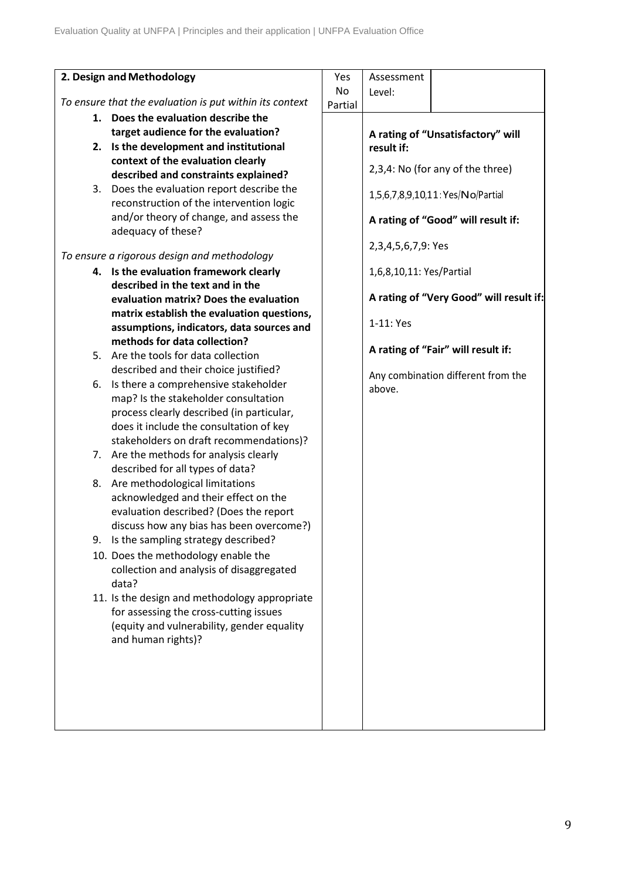| **2. Design and Methodology** | Yes No Partial | Assessment Level: | |
|---|---|---|---|
| *To ensure that the evaluation is put within its context*<br>1. **Does the evaluation describe the target audience for the evaluation?**<br>2. **Is the development and institutional context of the evaluation clearly described and constraints explained?**<br>3. Does the evaluation report describe the reconstruction of the intervention logic and/or theory of change, and assess the adequacy of these?<br><br>*To ensure a rigorous design and methodology*<br>4. **Is the evaluation framework clearly described in the text and in the evaluation matrix? Does the evaluation matrix establish the evaluation questions, assumptions, indicators, data sources and methods for data collection?**<br>5. Are the tools for data collection described and their choice justified?<br>6. Is there a comprehensive stakeholder map? Is the stakeholder consultation process clearly described (in particular, does it include the consultation of key stakeholders on draft recommendations)?<br>7. Are the methods for analysis clearly described for all types of data?<br>8. Are methodological limitations acknowledged and their effect on the evaluation described? (Does the report discuss how any bias has been overcome?)<br>9. Is the sampling strategy described?<br>10. Does the methodology enable the collection and analysis of disaggregated data?<br>11. Is the design and methodology appropriate for assessing the cross-cutting issues (equity and vulnerability, gender equality and human rights)? | | **A rating of "Unsatisfactory" will result if:**<br><br>2,3,4: No (for any of the three)<br><br>1,5,6,7,8,9,10,11: Yes/No/Partial<br><br>**A rating of "Good" will result if:**<br><br>2,3,4,5,6,7,9: Yes<br><br>1,6,8,10,11: Yes/Partial<br><br>**A rating of "Very Good" will result if:**<br><br>1-11: Yes<br><br>**A rating of "Fair" will result if:**<br><br>Any combination different from the above. | |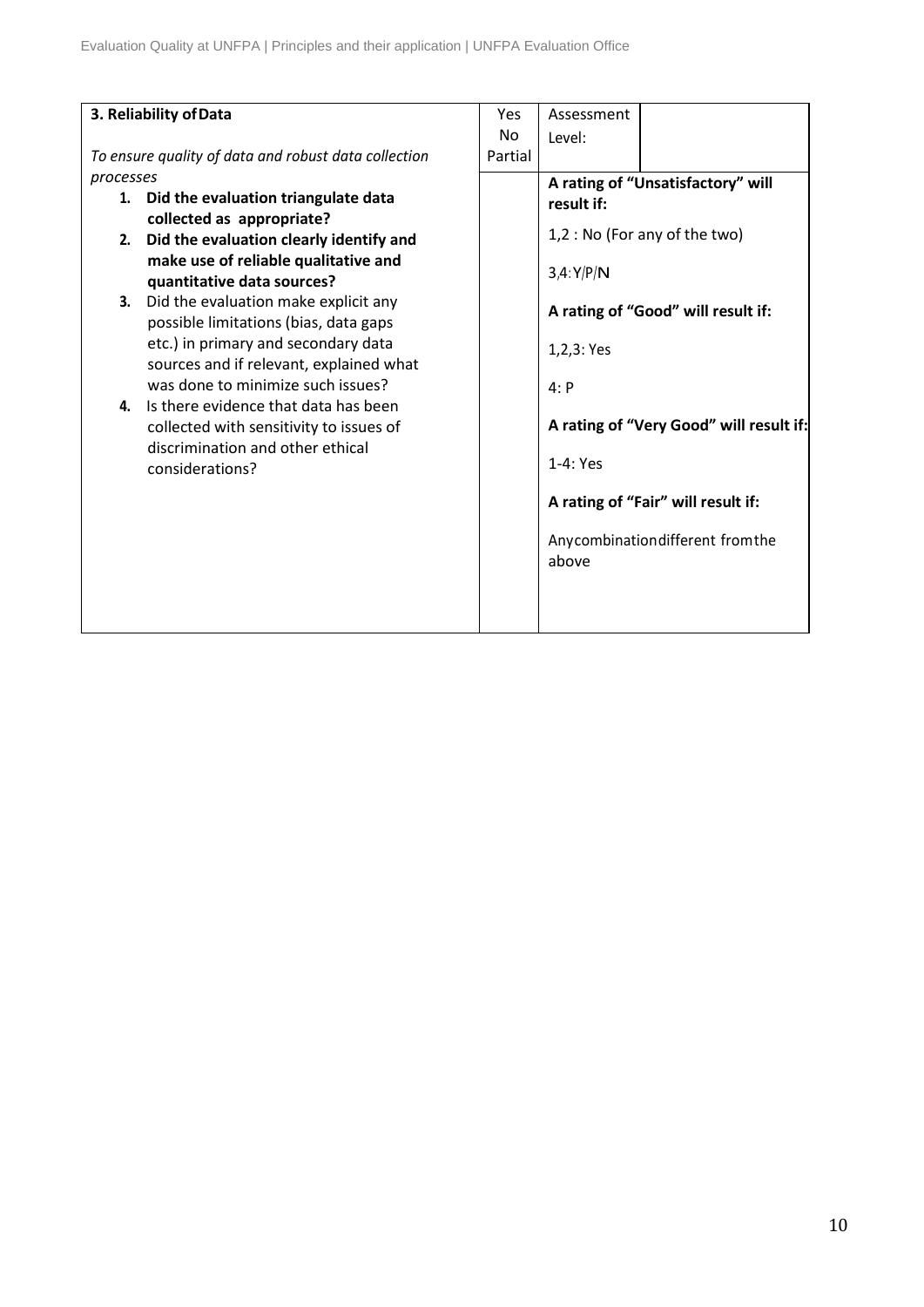| **3. Reliability of Data**<br><br>*To ensure quality of data and robust data collection processes*<br><br>1. **Did the evaluation triangulate data collected as appropriate?**<br>2. **Did the evaluation clearly identify and make use of reliable qualitative and quantitative data sources?**<br>3. Did the evaluation make explicit any possible limitations (bias, data gaps etc.) in primary and secondary data sources and if relevant, explained what was done to minimize such issues?<br>4. Is there evidence that data has been collected with sensitivity to issues of discrimination and other ethical considerations? | Yes<br>No<br>Partial | Assessment Level: | |
|---|---|---|---|
| | | **A rating of "Unsatisfactory" will result if:**<br><br>1,2 : No (For any of the two)<br><br>3,4: Y/P/N<br><br>**A rating of "Good" will result if:**<br><br>1,2,3: Yes<br><br>4: P<br><br>**A rating of "Very Good" will result if:**<br><br>1-4: Yes<br><br>**A rating of "Fair" will result if:**<br><br>Any combination different from the above | |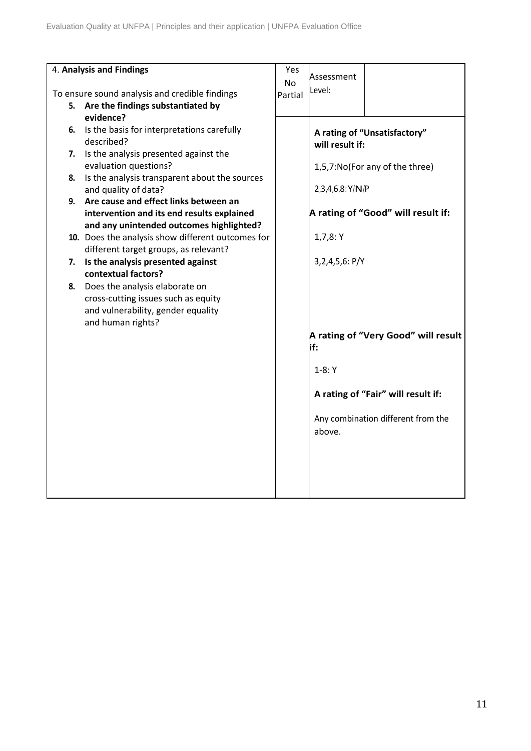| 4. **Analysis and Findings**<br><br>To ensure sound analysis and credible findings<br>5. **Are the findings substantiated by evidence?**<br>6. Is the basis for interpretations carefully described?<br>7. Is the analysis presented against the evaluation questions?<br>8. Is the analysis transparent about the sources and quality of data?<br>9. **Are cause and effect links between an intervention and its end results explained and any unintended outcomes highlighted?**<br>10. Does the analysis show different outcomes for different target groups, as relevant?<br>7. **Is the analysis presented against contextual factors?**<br>8. Does the analysis elaborate on cross-cutting issues such as equity and vulnerability, gender equality and human rights? | Yes<br>No<br>Partial | Assessment Level: | |
|---|---|---|---|
| | | **A rating of "Unsatisfactory" will result if:**<br><br>1,5,7:No(For any of the three)<br><br>2,3,4,6,8:Y/N/P<br><br>**A rating of "Good" will result if:**<br><br>1,7,8: Y<br><br>3,2,4,5,6: P/Y<br><br>**A rating of "Very Good" will result if:**<br><br>1-8: Y<br><br>**A rating of "Fair" will result if:**<br><br>Any combination different from the above. | |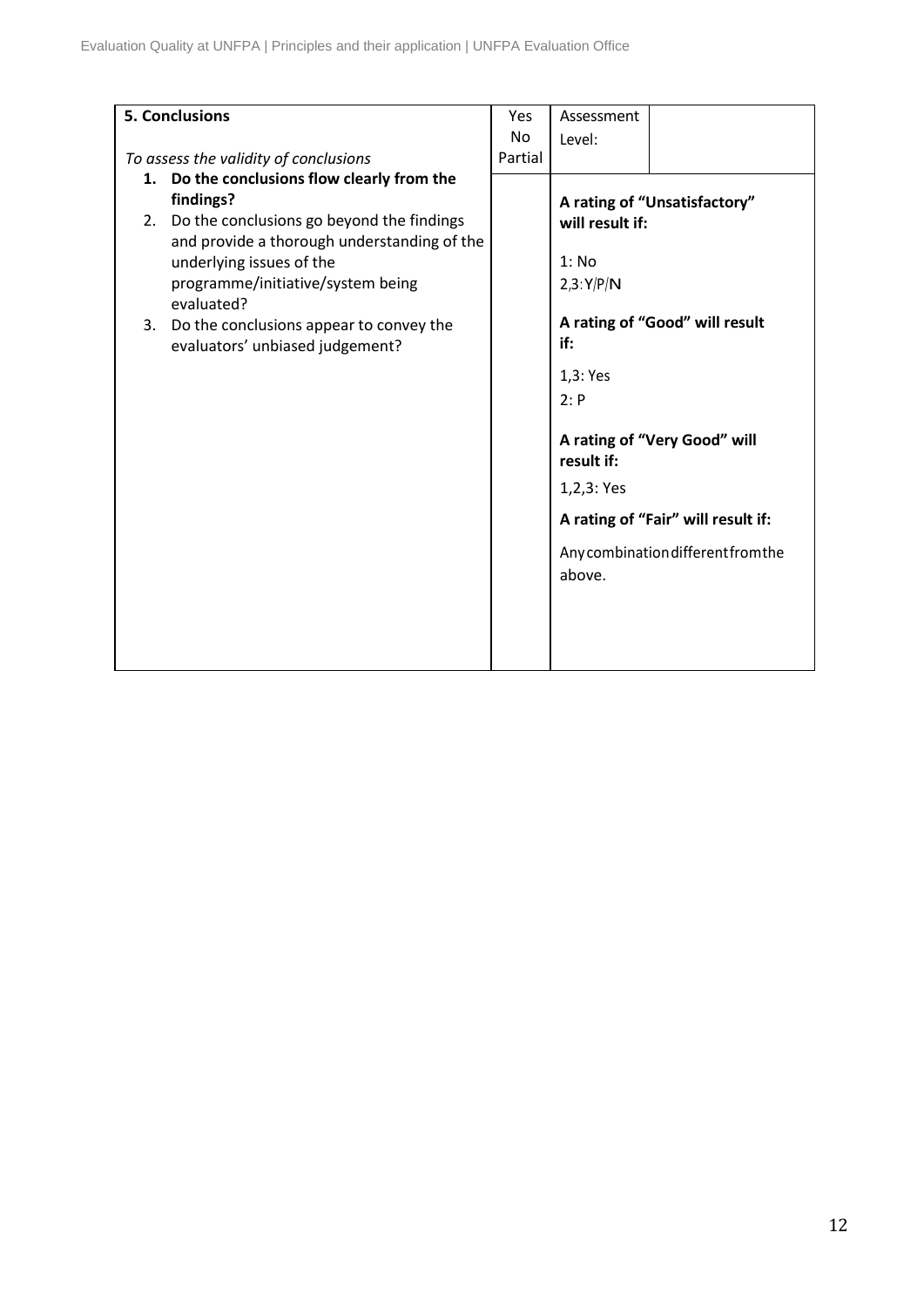| **5. Conclusions**<br><br>*To assess the validity of conclusions* | Yes<br>No<br>Partial | Assessment Level: | |
|---|---|---|---|
| 1. **Do the conclusions flow clearly from the findings?**<br>2. Do the conclusions go beyond the findings and provide a thorough understanding of the underlying issues of the programme/initiative/system being evaluated?<br>3. Do the conclusions appear to convey the evaluators' unbiased judgement? | | **A rating of "Unsatisfactory" will result if:**<br><br>1: No<br>2,3: Y/P/N<br><br>**A rating of "Good" will result if:**<br><br>1,3: Yes<br>2: P<br><br>**A rating of "Very Good" will result if:**<br><br>1,2,3: Yes<br><br>**A rating of "Fair" will result if:**<br><br>Any combination different from the above. | |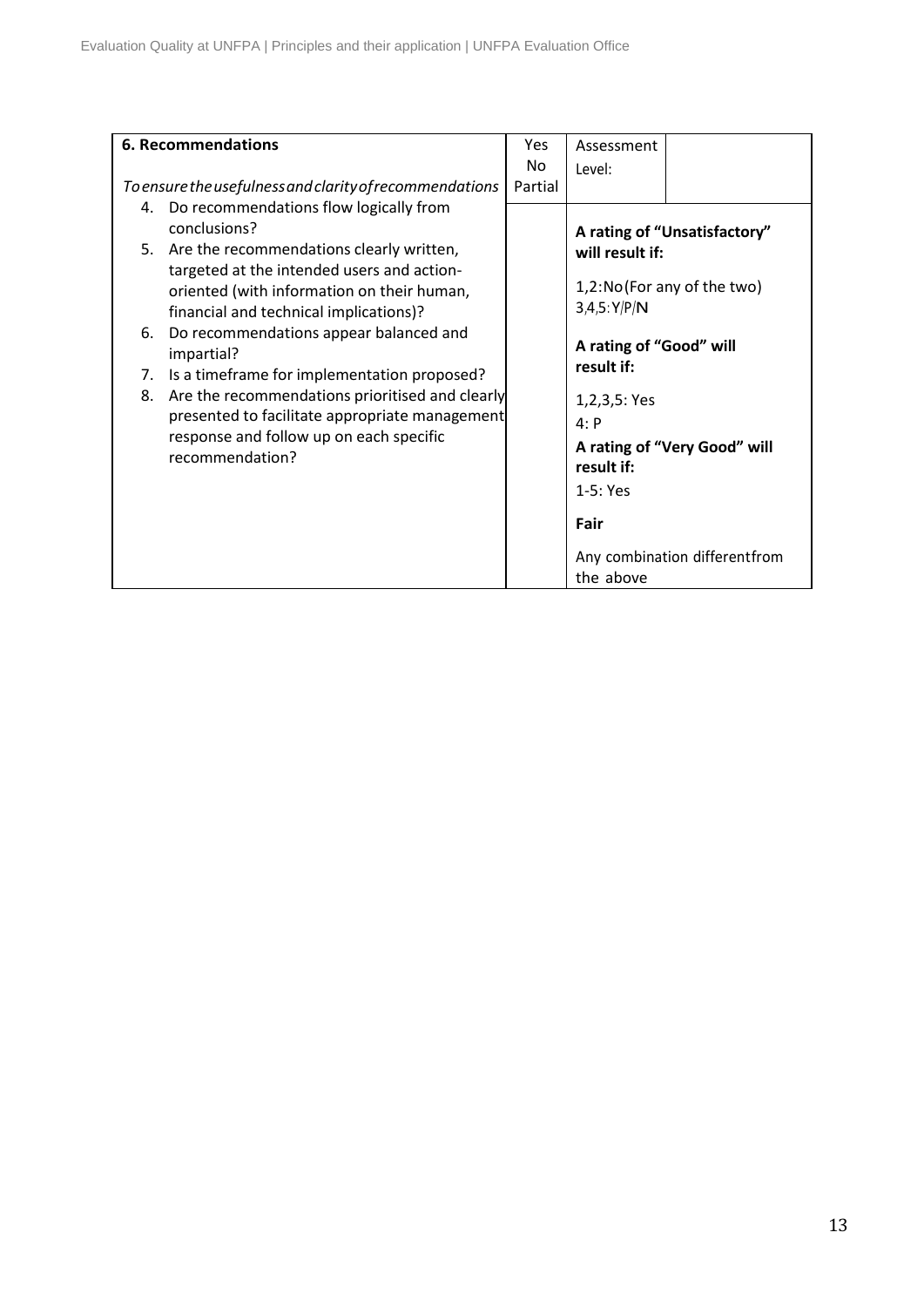| **6. Recommendations**<br><br>*To ensure the usefulness and clarity of recommendations* | Yes<br>No<br>Partial | Assessment Level: | |
|---|---|---|---|
| 4. Do recommendations flow logically from conclusions?<br>5. Are the recommendations clearly written, targeted at the intended users and action-oriented (with information on their human, financial and technical implications)?<br>6. Do recommendations appear balanced and impartial?<br>7. Is a timeframe for implementation proposed?<br>8. Are the recommendations prioritised and clearly presented to facilitate appropriate management response and follow up on each specific recommendation? | | **A rating of "Unsatisfactory" will result if:**<br><br>1,2:No(For any of the two)<br>3,4,5:Y/P/N<br><br>**A rating of "Good" will result if:**<br><br>1,2,3,5: Yes<br>4: P<br><br>**A rating of "Very Good" will result if:**<br><br>1-5: Yes<br><br>**Fair**<br><br>Any combination different from the above | |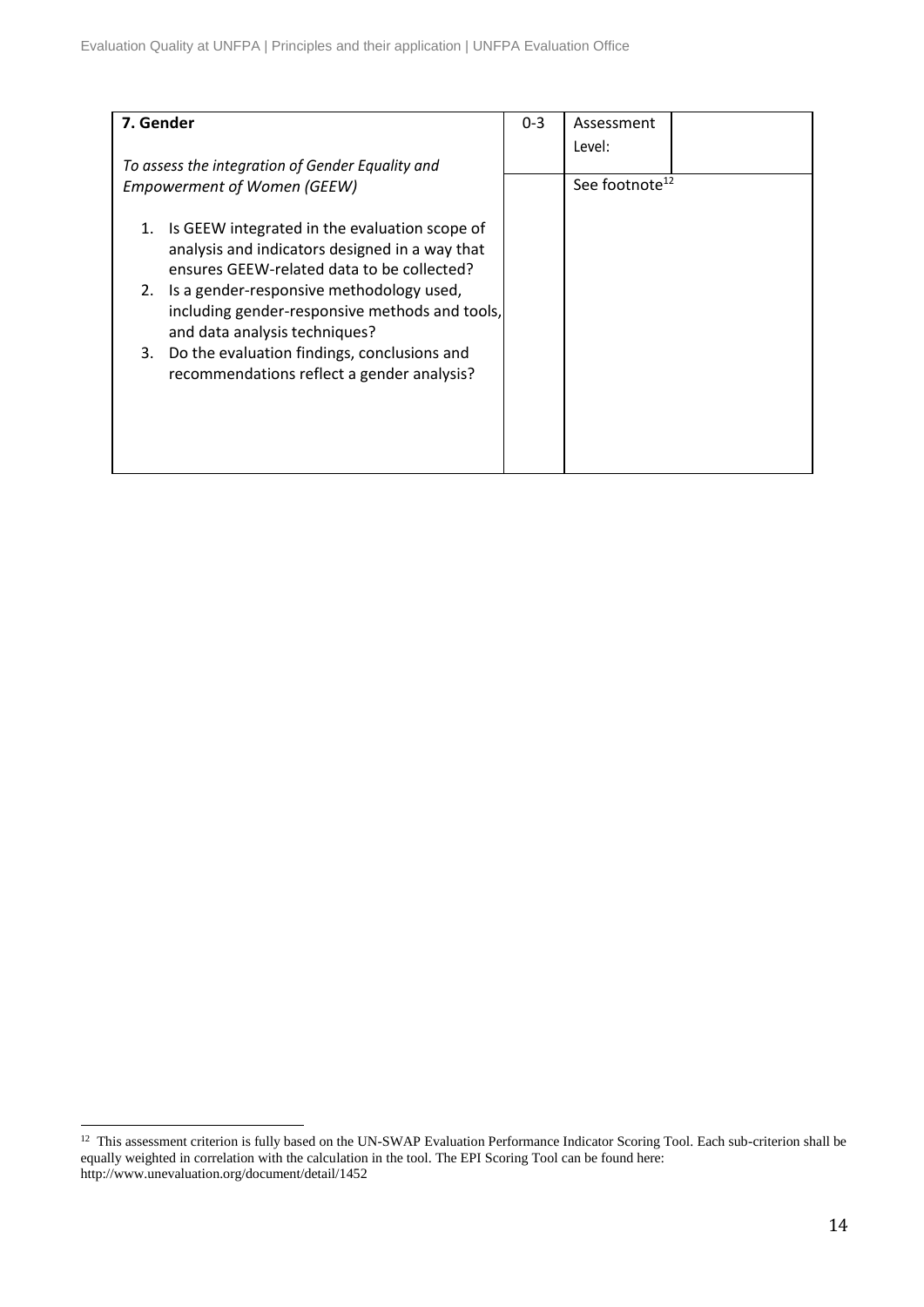| **7. Gender**<br><br>*To assess the integration of Gender Equality and Empowerment of Women (GEEW)*<br><br>1. Is GEEW integrated in the evaluation scope of analysis and indicators designed in a way that ensures GEEW-related data to be collected?<br>2. Is a gender-responsive methodology used, including gender-responsive methods and tools, and data analysis techniques?<br>3. Do the evaluation findings, conclusions and recommendations reflect a gender analysis? | 0-3 | Assessment Level: | |
|---|---|---|---|
| | | See footnote[12] | |

[12] This assessment criterion is fully based on the UN-SWAP Evaluation Performance Indicator Scoring Tool. Each sub-criterion shall be equally weighted in correlation with the calculation in the tool. The EPI Scoring Tool can be found here: http://www.unevaluation.org/document/detail/1452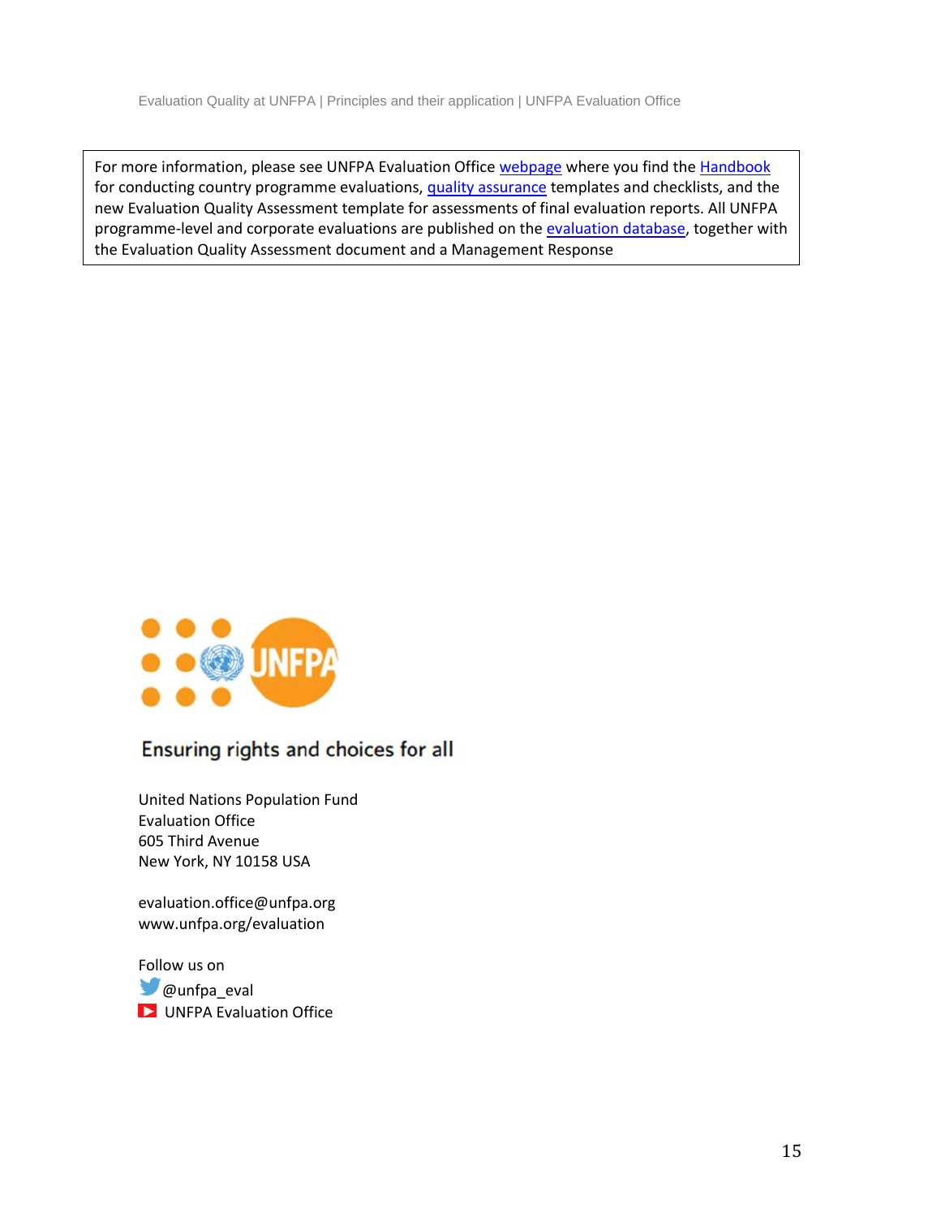For more information, please see UNFPA Evaluation Office webpage where you find the Handbook for conducting country programme evaluations, quality assurance templates and checklists, and the new Evaluation Quality Assessment template for assessments of final evaluation reports. All UNFPA programme-level and corporate evaluations are published on the evaluation database, together with the Evaluation Quality Assessment document and a Management Response

UNFPA

Ensuring rights and choices for all

United Nations Population Fund
Evaluation Office
605 Third Avenue
New York, NY 10158 USA

evaluation.office@unfpa.org
www.unfpa.org/evaluation

Follow us on
@unfpa_eval
UNFPA Evaluation Office